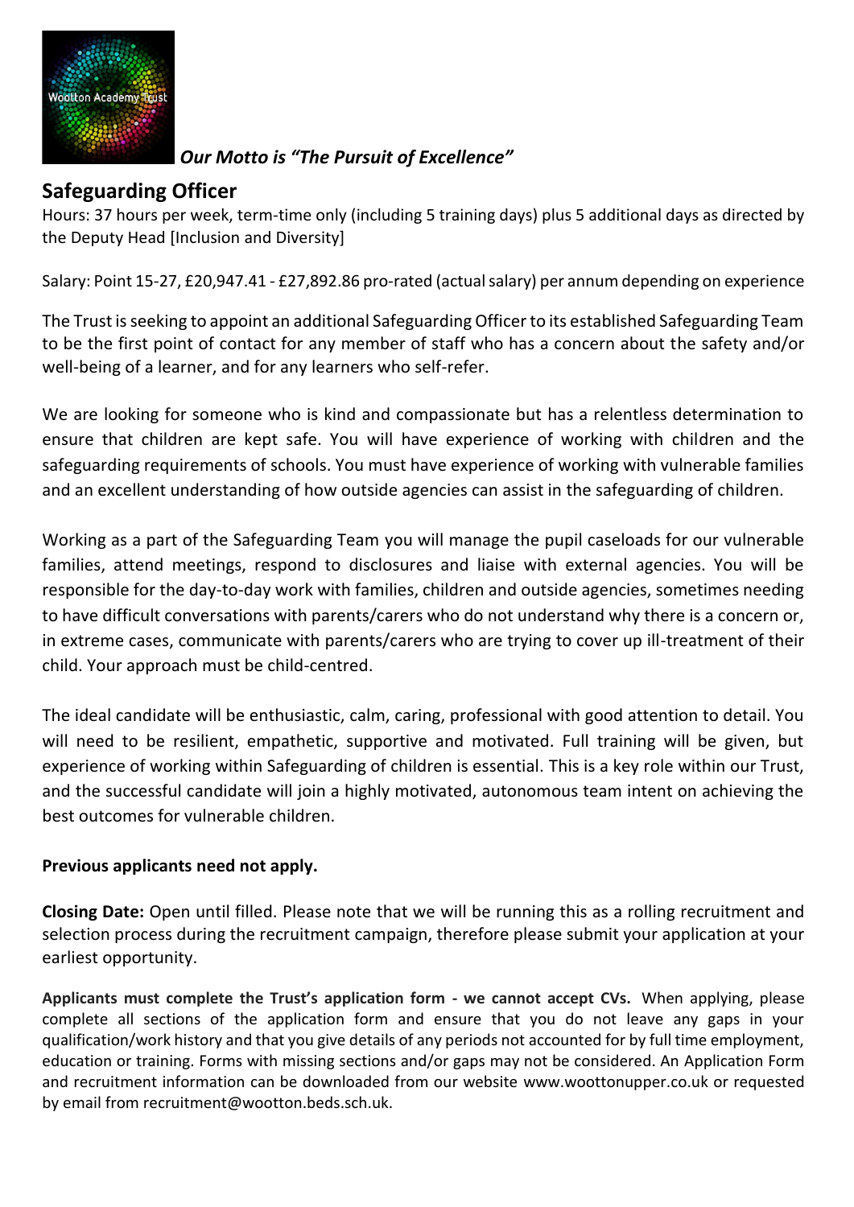*Our Motto is "The Pursuit of Excellence"*

## Safeguarding Officer

Hours: 37 hours per week, term-time only (including 5 training days) plus 5 additional days as directed by the Deputy Head [Inclusion and Diversity]

Salary: Point 15-27, £20,947.41 - £27,892.86 pro-rated (actual salary) per annum depending on experience

The Trust is seeking to appoint an additional Safeguarding Officer to its established Safeguarding Team to be the first point of contact for any member of staff who has a concern about the safety and/or well-being of a learner, and for any learners who self-refer.

We are looking for someone who is kind and compassionate but has a relentless determination to ensure that children are kept safe. You will have experience of working with children and the safeguarding requirements of schools. You must have experience of working with vulnerable families and an excellent understanding of how outside agencies can assist in the safeguarding of children.

Working as a part of the Safeguarding Team you will manage the pupil caseloads for our vulnerable families, attend meetings, respond to disclosures and liaise with external agencies. You will be responsible for the day-to-day work with families, children and outside agencies, sometimes needing to have difficult conversations with parents/carers who do not understand why there is a concern or, in extreme cases, communicate with parents/carers who are trying to cover up ill-treatment of their child. Your approach must be child-centred.

The ideal candidate will be enthusiastic, calm, caring, professional with good attention to detail. You will need to be resilient, empathetic, supportive and motivated. Full training will be given, but experience of working within Safeguarding of children is essential. This is a key role within our Trust, and the successful candidate will join a highly motivated, autonomous team intent on achieving the best outcomes for vulnerable children.

**Previous applicants need not apply.**

**Closing Date:** Open until filled. Please note that we will be running this as a rolling recruitment and selection process during the recruitment campaign, therefore please submit your application at your earliest opportunity.

**Applicants must complete the Trust's application form - we cannot accept CVs.** When applying, please complete all sections of the application form and ensure that you do not leave any gaps in your qualification/work history and that you give details of any periods not accounted for by full time employment, education or training. Forms with missing sections and/or gaps may not be considered. An Application Form and recruitment information can be downloaded from our website www.woottonupper.co.uk or requested by email from recruitment@wootton.beds.sch.uk.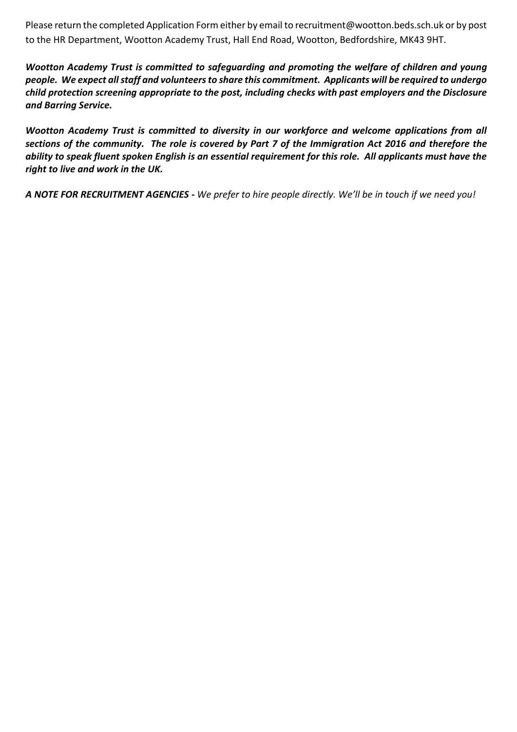Please return the completed Application Form either by email to recruitment@wootton.beds.sch.uk or by post to the HR Department, Wootton Academy Trust, Hall End Road, Wootton, Bedfordshire, MK43 9HT.

***Wootton Academy Trust is committed to safeguarding and promoting the welfare of children and young people. We expect all staff and volunteers to share this commitment. Applicants will be required to undergo child protection screening appropriate to the post, including checks with past employers and the Disclosure and Barring Service.***

***Wootton Academy Trust is committed to diversity in our workforce and welcome applications from all sections of the community. The role is covered by Part 7 of the Immigration Act 2016 and therefore the ability to speak fluent spoken English is an essential requirement for this role. All applicants must have the right to live and work in the UK.***

***A NOTE FOR RECRUITMENT AGENCIES -*** *We prefer to hire people directly. We'll be in touch if we need you!*